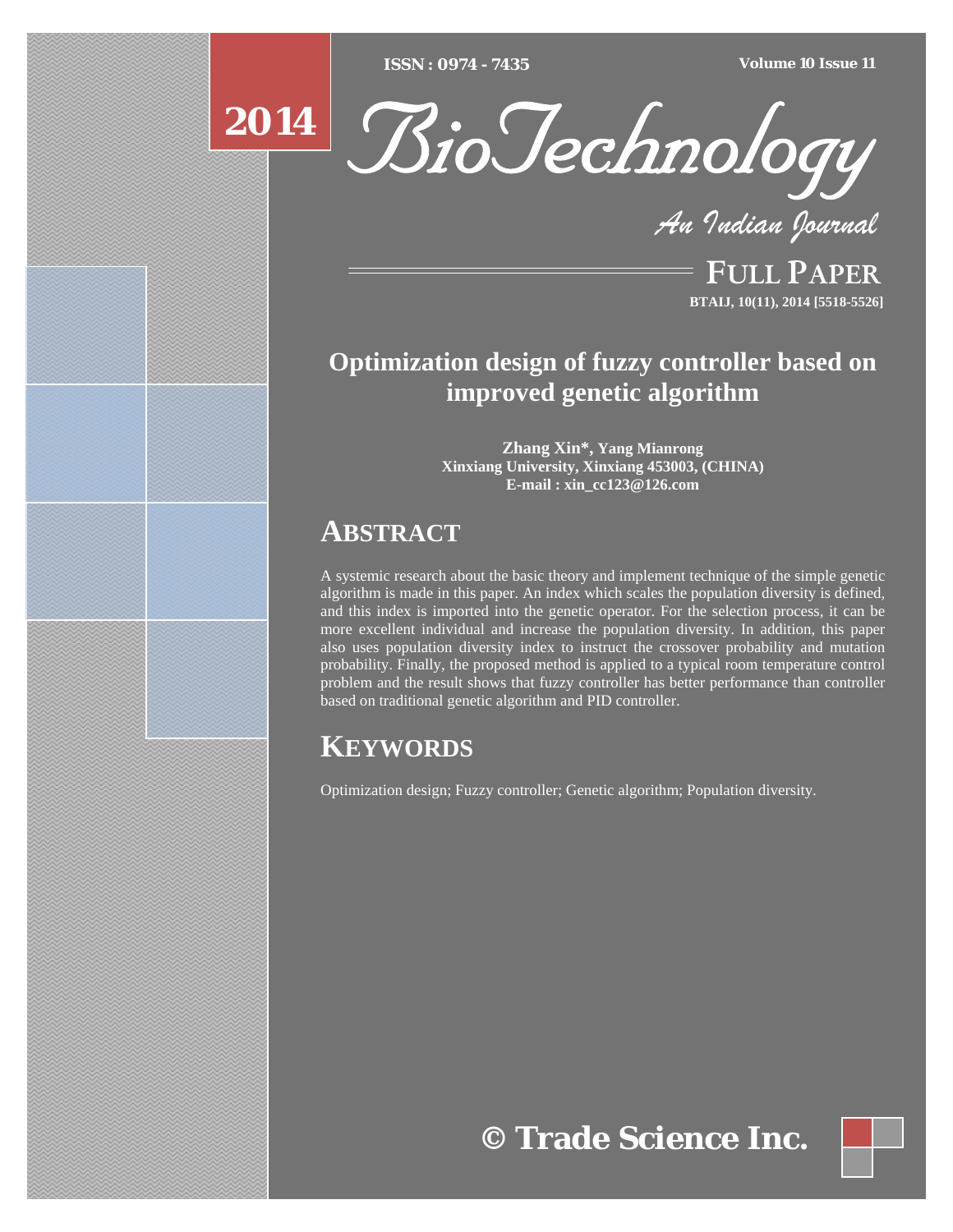# Optimization design of fuzzy controller based on improved genetic algorithm

**Zhang Xin\*, Yang Mianrong**
**Xinxiang University, Xinxiang 453003, (CHINA)**
**E-mail : xin_cc123@126.com**

## ABSTRACT

A systemic research about the basic theory and implement technique of the simple genetic algorithm is made in this paper. An index which scales the population diversity is defined, and this index is imported into the genetic operator. For the selection process, it can be more excellent individual and increase the population diversity. In addition, this paper also uses population diversity index to instruct the crossover probability and mutation probability. Finally, the proposed method is applied to a typical room temperature control problem and the result shows that fuzzy controller has better performance than controller based on traditional genetic algorithm and PID controller.

## KEYWORDS

Optimization design; Fuzzy controller; Genetic algorithm; Population diversity.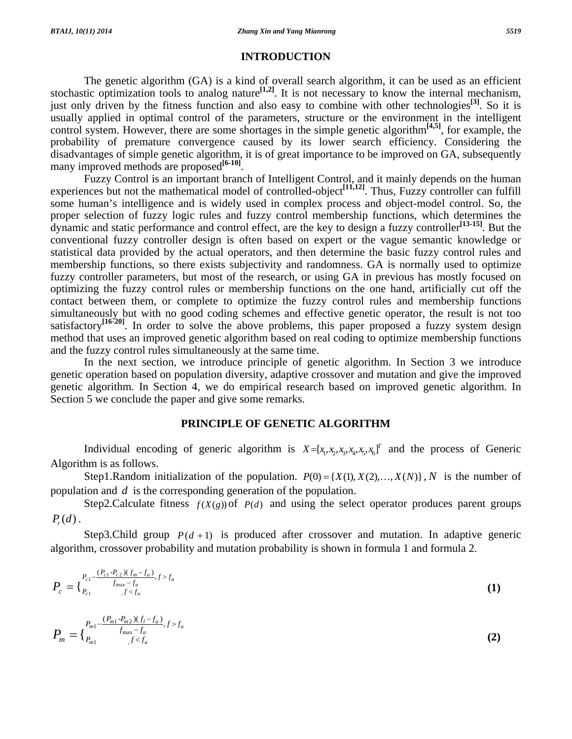## INTRODUCTION

The genetic algorithm (GA) is a kind of overall search algorithm, it can be used as an efficient stochastic optimization tools to analog nature[1,2]. It is not necessary to know the internal mechanism, just only driven by the fitness function and also easy to combine with other technologies[3]. So it is usually applied in optimal control of the parameters, structure or the environment in the intelligent control system. However, there are some shortages in the simple genetic algorithm[4,5], for example, the probability of premature convergence caused by its lower search efficiency. Considering the disadvantages of simple genetic algorithm, it is of great importance to be improved on GA, subsequently many improved methods are proposed[6-10].

Fuzzy Control is an important branch of Intelligent Control, and it mainly depends on the human experiences but not the mathematical model of controlled-object[11,12]. Thus, Fuzzy controller can fulfill some human's intelligence and is widely used in complex process and object-model control. So, the proper selection of fuzzy logic rules and fuzzy control membership functions, which determines the dynamic and static performance and control effect, are the key to design a fuzzy controller[13-15]. But the conventional fuzzy controller design is often based on expert or the vague semantic knowledge or statistical data provided by the actual operators, and then determine the basic fuzzy control rules and membership functions, so there exists subjectivity and randomness. GA is normally used to optimize fuzzy controller parameters, but most of the research, or using GA in previous has mostly focused on optimizing the fuzzy control rules or membership functions on the one hand, artificially cut off the contact between them, or complete to optimize the fuzzy control rules and membership functions simultaneously but with no good coding schemes and effective genetic operator, the result is not too satisfactory[16-20]. In order to solve the above problems, this paper proposed a fuzzy system design method that uses an improved genetic algorithm based on real coding to optimize membership functions and the fuzzy control rules simultaneously at the same time.

In the next section, we introduce principle of genetic algorithm. In Section 3 we introduce genetic operation based on population diversity, adaptive crossover and mutation and give the improved genetic algorithm. In Section 4, we do empirical research based on improved genetic algorithm. In Section 5 we conclude the paper and give some remarks.

## PRINCIPLE OF GENETIC ALGORITHM

Individual encoding of generic algorithm is $X=[x_1,x_2,x_3,x_4,x_5,x_6]^T$ and the process of Generic Algorithm is as follows.

Step1.Random initialization of the population. $P(0)=\{X(1),X(2),\ldots,X(N)\}$, $N$ is the number of population and $d$ is the corresponding generation of the population.

Step2.Calculate fitness $f(X(g))$ of $P(d)$ and using the select operator produces parent groups $P_r(d)$.

Step3.Child group $P(d+1)$ is produced after crossover and mutation. In adaptive generic algorithm, crossover probability and mutation probability is shown in formula 1 and formula 2.

$$P_c = \begin{cases} P_{c1} - \dfrac{(P_{c1}-P_{c2})(f_m - f_a)}{f_{\max} - f_a}, & f > f_a \\ P_{c1}, & f < f_a \end{cases} \tag{1}$$

$$P_m = \begin{cases} P_{m1} - \dfrac{(P_{m1}-P_{m2})(f_l - f_a)}{f_{\max} - f_a}, & f > f_a \\ P_{m1}, & f < f_a \end{cases} \tag{2}$$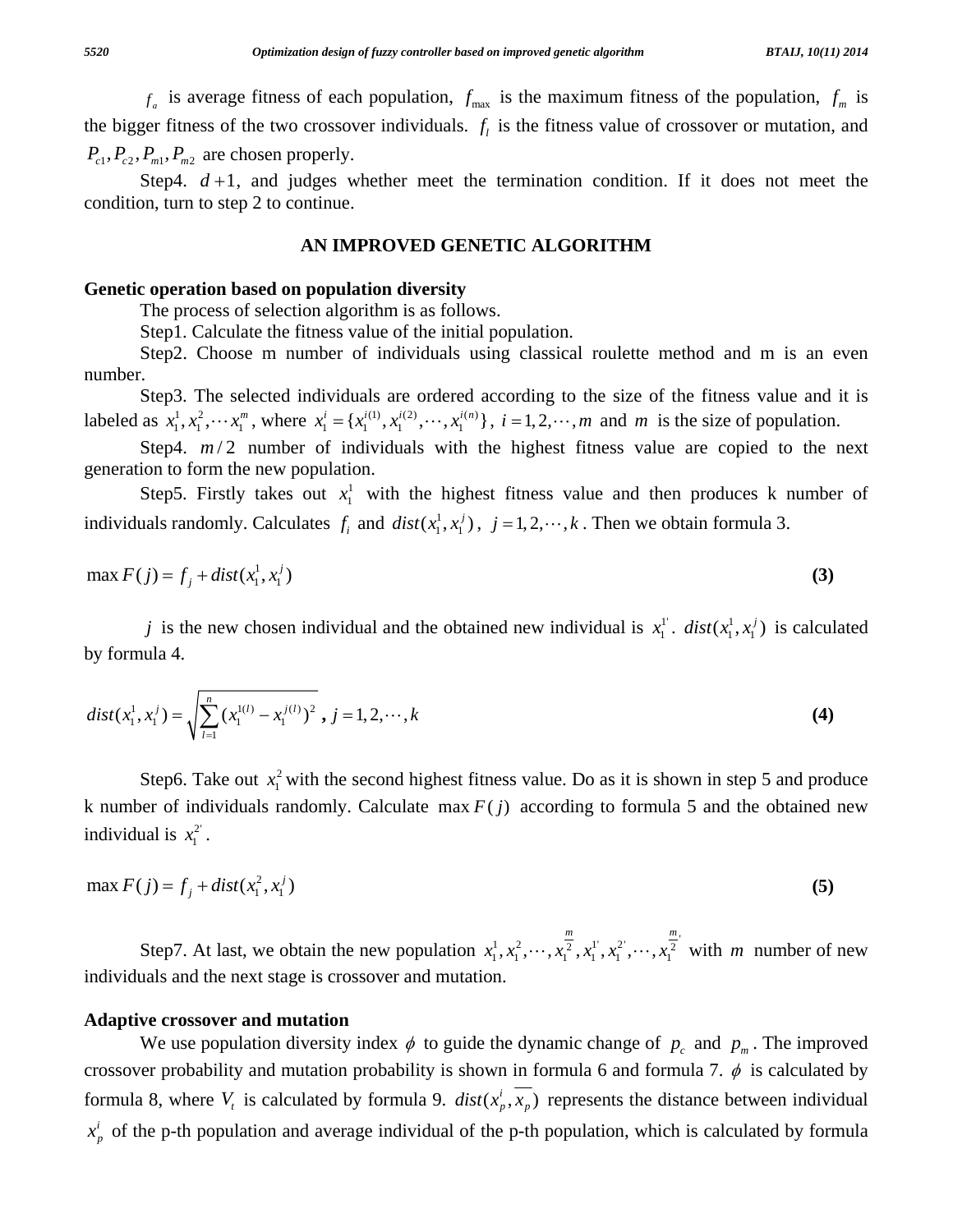$f_a$ is average fitness of each population, $f_{\max}$ is the maximum fitness of the population, $f_m$ is the bigger fitness of the two crossover individuals. $f_l$ is the fitness value of crossover or mutation, and $P_{c1}, P_{c2}, P_{m1}, P_{m2}$ are chosen properly.

Step4. $d+1$, and judges whether meet the termination condition. If it does not meet the condition, turn to step 2 to continue.

## AN IMPROVED GENETIC ALGORITHM

### Genetic operation based on population diversity

The process of selection algorithm is as follows.

Step1. Calculate the fitness value of the initial population.

Step2. Choose m number of individuals using classical roulette method and m is an even number.

Step3. The selected individuals are ordered according to the size of the fitness value and it is labeled as $x_1^1, x_1^2, \cdots x_1^m$, where $x_1^i = \{x_1^{i(1)}, x_1^{i(2)}, \cdots, x_1^{i(n)}\}$, $i = 1, 2, \cdots, m$ and $m$ is the size of population.

Step4. $m/2$ number of individuals with the highest fitness value are copied to the next generation to form the new population.

Step5. Firstly takes out $x_1^1$ with the highest fitness value and then produces k number of individuals randomly. Calculates $f_i$ and $dist(x_1^1, x_1^j)$, $j = 1, 2, \cdots, k$. Then we obtain formula 3.

$$\max F(j) = f_j + dist(x_1^1, x_1^j) \tag{3}$$

$j$ is the new chosen individual and the obtained new individual is $x_1^{1'}$. $dist(x_1^1, x_1^j)$ is calculated by formula 4.

$$dist(x_1^1, x_1^j) = \sqrt{\sum_{l=1}^{n} (x_1^{1(l)} - x_1^{j(l)})^2}, \; j = 1, 2, \cdots, k \tag{4}$$

Step6. Take out $x_1^2$ with the second highest fitness value. Do as it is shown in step 5 and produce k number of individuals randomly. Calculate $\max F(j)$ according to formula 5 and the obtained new individual is $x_1^{2'}$.

$$\max F(j) = f_j + dist(x_1^2, x_1^j) \tag{5}$$

Step7. At last, we obtain the new population $x_1^1, x_1^2, \cdots, x_1^{\frac{m}{2}}, x_1^{1'}, x_1^{2'}, \cdots, x_1^{\frac{m}{2}'}$ with $m$ number of new individuals and the next stage is crossover and mutation.

### Adaptive crossover and mutation

We use population diversity index $\phi$ to guide the dynamic change of $p_c$ and $p_m$. The improved crossover probability and mutation probability is shown in formula 6 and formula 7. $\phi$ is calculated by formula 8, where $V_t$ is calculated by formula 9. $dist(x_p^i, \overline{x_p})$ represents the distance between individual $x_p^i$ of the p-th population and average individual of the p-th population, which is calculated by formula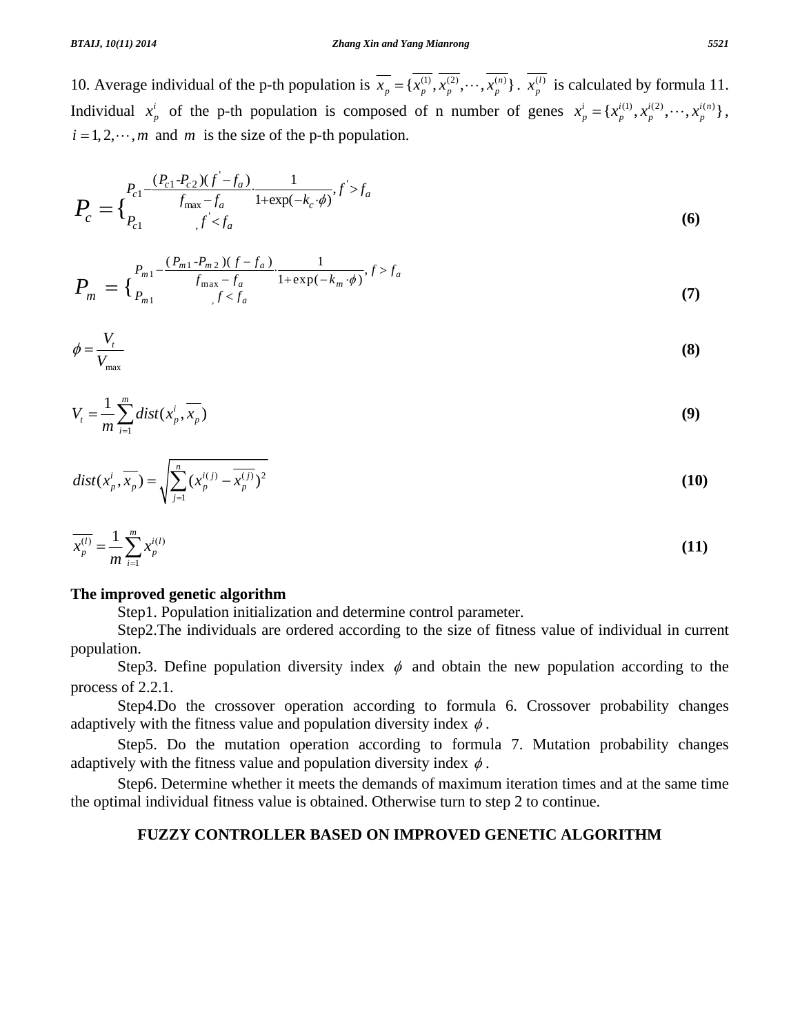10. Average individual of the p-th population is $\overline{x_p} = \{\overline{x_p^{(1)}}, \overline{x_p^{(2)}}, \cdots, \overline{x_p^{(n)}}\}$. $\overline{x_p^{(l)}}$ is calculated by formula 11. Individual $x_p^i$ of the p-th population is composed of n number of genes $x_p^i = \{x_p^{i(1)}, x_p^{i(2)}, \cdots, x_p^{i(n)}\}$, $i = 1, 2, \cdots, m$ and $m$ is the size of the p-th population.

$$P_c = \begin{cases} P_{c1} - \dfrac{(P_{c1} - P_{c2})(f' - f_a)}{f_{\max} - f_a} \cdot \dfrac{1}{1 + \exp(-k_c \cdot \phi)}, & f' > f_a \\ P_{c1}, & f' < f_a \end{cases} \quad \textbf{(6)}$$

$$P_m = \begin{cases} P_{m1} - \dfrac{(P_{m1} - P_{m2})(f - f_a)}{f_{\max} - f_a} \cdot \dfrac{1}{1 + \exp(-k_m \cdot \phi)}, & f > f_a \\ P_{m1}, & f < f_a \end{cases} \quad \textbf{(7)}$$

$$\phi = \frac{V_t}{V_{\max}} \quad \textbf{(8)}$$

$$V_t = \frac{1}{m} \sum_{i=1}^{m} dist(x_p^i, \overline{x_p}) \quad \textbf{(9)}$$

$$dist(x_p^i, \overline{x_p}) = \sqrt{\sum_{j=1}^{n} (x_p^{i(j)} - \overline{x_p^{(j)}})^2} \quad \textbf{(10)}$$

$$\overline{x_p^{(l)}} = \frac{1}{m} \sum_{i=1}^{m} x_p^{i(l)} \quad \textbf{(11)}$$

**The improved genetic algorithm**

Step1. Population initialization and determine control parameter.

Step2.The individuals are ordered according to the size of fitness value of individual in current population.

Step3. Define population diversity index $\phi$ and obtain the new population according to the process of 2.2.1.

Step4.Do the crossover operation according to formula 6. Crossover probability changes adaptively with the fitness value and population diversity index $\phi$.

Step5. Do the mutation operation according to formula 7. Mutation probability changes adaptively with the fitness value and population diversity index $\phi$.

Step6. Determine whether it meets the demands of maximum iteration times and at the same time the optimal individual fitness value is obtained. Otherwise turn to step 2 to continue.

## FUZZY CONTROLLER BASED ON IMPROVED GENETIC ALGORITHM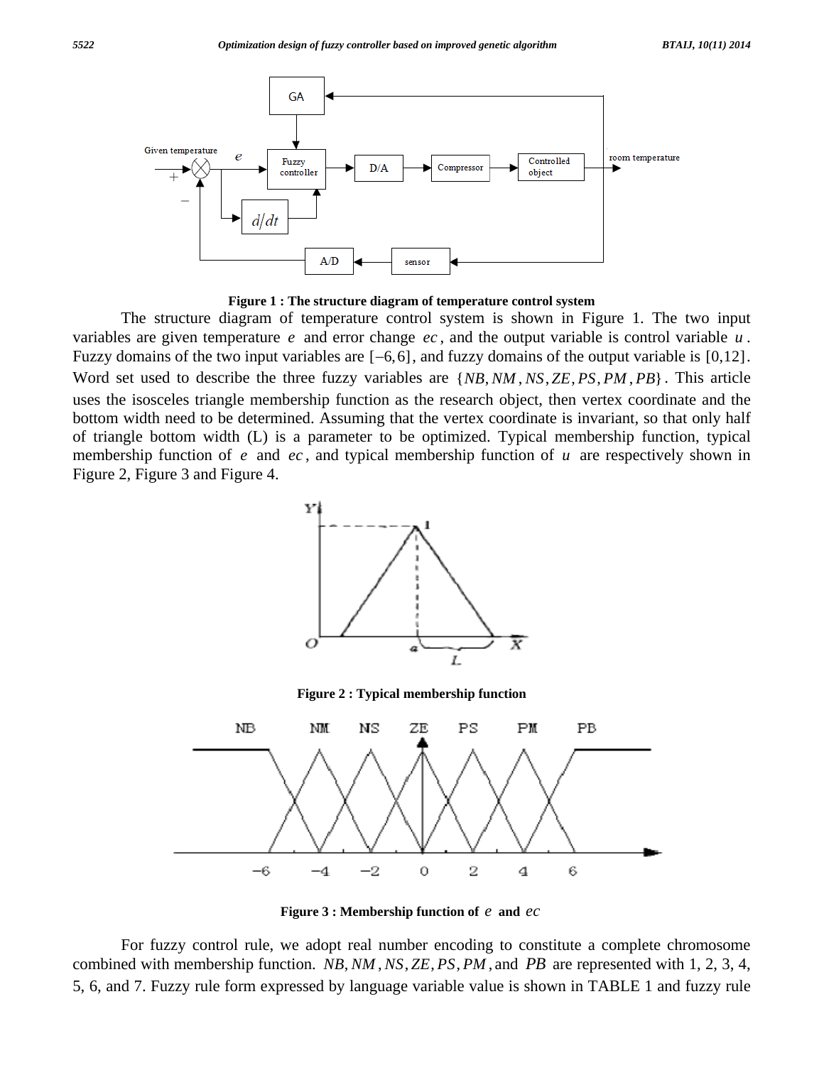Figure 1 : The structure diagram of temperature control system

The structure diagram of temperature control system is shown in Figure 1. The two input variables are given temperature $e$ and error change $ec$, and the output variable is control variable $u$. Fuzzy domains of the two input variables are $[-6,6]$, and fuzzy domains of the output variable is $[0,12]$. Word set used to describe the three fuzzy variables are $\{NB, NM, NS, ZE, PS, PM, PB\}$. This article uses the isosceles triangle membership function as the research object, then vertex coordinate and the bottom width need to be determined. Assuming that the vertex coordinate is invariant, so that only half of triangle bottom width (L) is a parameter to be optimized. Typical membership function, typical membership function of $e$ and $ec$, and typical membership function of $u$ are respectively shown in Figure 2, Figure 3 and Figure 4.

Figure 2 : Typical membership function

Figure 3 : Membership function of $e$ and $ec$

For fuzzy control rule, we adopt real number encoding to constitute a complete chromosome combined with membership function. $NB, NM, NS, ZE, PS, PM$, and $PB$ are represented with 1, 2, 3, 4, 5, 6, and 7. Fuzzy rule form expressed by language variable value is shown in TABLE 1 and fuzzy rule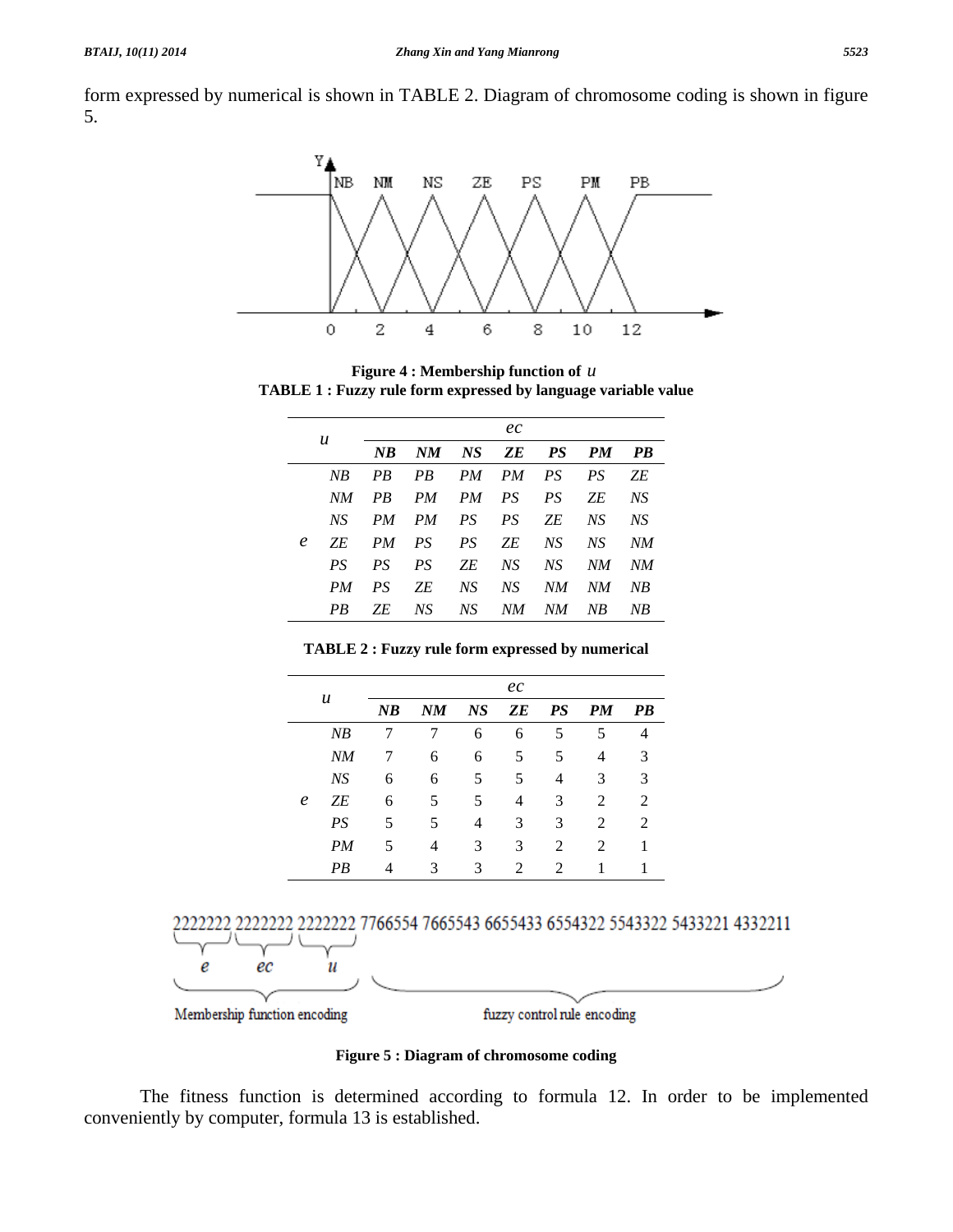form expressed by numerical is shown in TABLE 2. Diagram of chromosome coding is shown in figure 5.

Figure 4 : Membership function of $u$

TABLE 1 : Fuzzy rule form expressed by language variable value

| $u$ | | $ec$ | | | | | | |
|---|---|---|---|---|---|---|---|---|
| | | **NB** | **NM** | **NS** | **ZE** | **PS** | **PM** | **PB** |
| | NB | PB | PB | PM | PM | PS | PS | ZE |
| | NM | PB | PM | PM | PS | PS | ZE | NS |
| | NS | PM | PM | PS | PS | ZE | NS | NS |
| $e$ | ZE | PM | PS | PS | ZE | NS | NS | NM |
| | PS | PS | PS | ZE | NS | NS | NM | NM |
| | PM | PS | ZE | NS | NS | NM | NM | NB |
| | PB | ZE | NS | NS | NM | NM | NB | NB |

TABLE 2 : Fuzzy rule form expressed by numerical

| $u$ | | $ec$ | | | | | | |
|---|---|---|---|---|---|---|---|---|
| | | **NB** | **NM** | **NS** | **ZE** | **PS** | **PM** | **PB** |
| | NB | 7 | 7 | 6 | 6 | 5 | 5 | 4 |
| | NM | 7 | 6 | 6 | 5 | 5 | 4 | 3 |
| | NS | 6 | 6 | 5 | 5 | 4 | 3 | 3 |
| $e$ | ZE | 6 | 5 | 5 | 4 | 3 | 2 | 2 |
| | PS | 5 | 5 | 4 | 3 | 3 | 2 | 2 |
| | PM | 5 | 4 | 3 | 3 | 2 | 2 | 1 |
| | PB | 4 | 3 | 3 | 2 | 2 | 1 | 1 |

Figure 5 : Diagram of chromosome coding

The fitness function is determined according to formula 12. In order to be implemented conveniently by computer, formula 13 is established.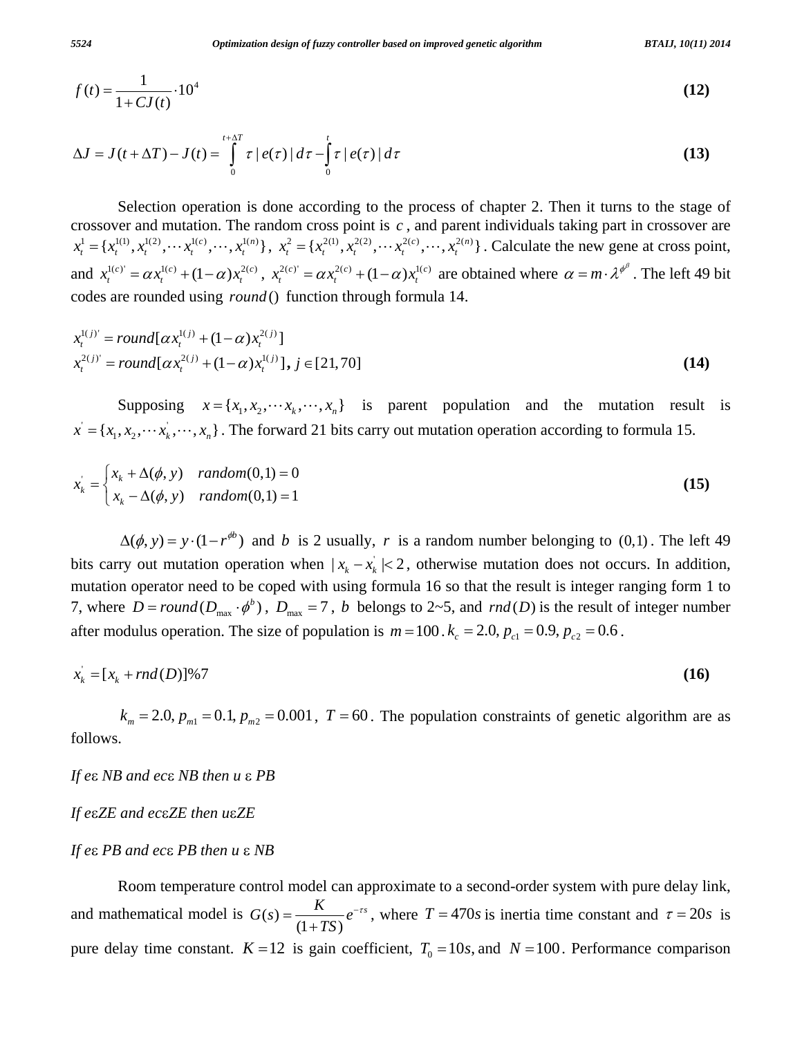$$f(t) = \frac{1}{1+CJ(t)} \cdot 10^4 \tag{12}$$

$$\Delta J = J(t+\Delta T) - J(t) = \int_0^{t+\Delta T} \tau \,|\, e(\tau) \,|\, d\tau - \int_0^{t} \tau \,|\, e(\tau) \,|\, d\tau \tag{13}$$

Selection operation is done according to the process of chapter 2. Then it turns to the stage of crossover and mutation. The random cross point is $c$, and parent individuals taking part in crossover are $x_t^1 = \{x_t^{1(1)}, x_t^{1(2)}, \cdots x_t^{1(c)}, \cdots, x_t^{1(n)}\}$, $x_t^2 = \{x_t^{2(1)}, x_t^{2(2)}, \cdots x_t^{2(c)}, \cdots, x_t^{2(n)}\}$. Calculate the new gene at cross point, and $x_t^{1(c)'} = \alpha x_t^{1(c)} + (1-\alpha) x_t^{2(c)}$, $x_t^{2(c)'} = \alpha x_t^{2(c)} + (1-\alpha) x_t^{1(c)}$ are obtained where $\alpha = m \cdot \lambda^{\phi^{\beta}}$. The left 49 bit codes are rounded using $round()$ function through formula 14.

$$\begin{aligned} x_t^{1(j)'} &= round[\alpha x_t^{1(j)} + (1-\alpha) x_t^{2(j)}] \\ x_t^{2(j)'} &= round[\alpha x_t^{2(j)} + (1-\alpha) x_t^{1(j)}],\ j \in [21, 70] \end{aligned} \tag{14}$$

Supposing $x = \{x_1, x_2, \cdots x_k, \cdots, x_n\}$ is parent population and the mutation result is $x^{'} = \{x_1, x_2, \cdots x_k^{'}, \cdots, x_n\}$. The forward 21 bits carry out mutation operation according to formula 15.

$$x_k^{'} = \begin{cases} x_k + \Delta(\phi, y) & random(0,1) = 0 \\ x_k - \Delta(\phi, y) & random(0,1) = 1 \end{cases} \tag{15}$$

$\Delta(\phi, y) = y \cdot (1 - r^{\phi b})$ and $b$ is 2 usually, $r$ is a random number belonging to $(0,1)$. The left 49 bits carry out mutation operation when $| x_k - x_k^{'} | < 2$, otherwise mutation does not occurs. In addition, mutation operator need to be coped with using formula 16 so that the result is integer ranging form 1 to 7, where $D = round(D_{\max} \cdot \phi^b)$, $D_{\max} = 7$, $b$ belongs to 2~5, and $rnd(D)$ is the result of integer number after modulus operation. The size of population is $m = 100$. $k_c = 2.0, p_{c1} = 0.9, p_{c2} = 0.6$.

$$x_k^{'} = [x_k + rnd(D)]\%7 \tag{16}$$

$k_m = 2.0, p_{m1} = 0.1, p_{m2} = 0.001$, $T = 60$. The population constraints of genetic algorithm are as follows.

*If e$\varepsilon$ NB and ec$\varepsilon$ NB then u $\varepsilon$ PB*

*If e$\varepsilon$ZE and ec$\varepsilon$ZE then u$\varepsilon$ZE*

*If e$\varepsilon$ PB and ec$\varepsilon$ PB then u $\varepsilon$ NB*

Room temperature control model can approximate to a second-order system with pure delay link, and mathematical model is $G(s) = \frac{K}{(1+TS)} e^{-\tau s}$, where $T = 470s$ is inertia time constant and $\tau = 20s$ is pure delay time constant. $K = 12$ is gain coefficient, $T_0 = 10s$, and $N = 100$. Performance comparison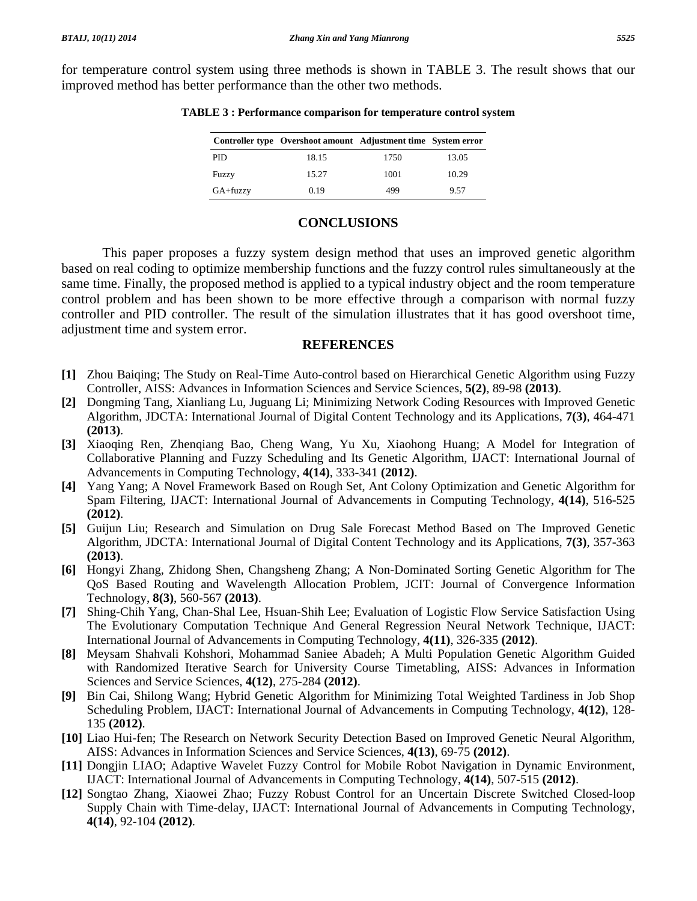for temperature control system using three methods is shown in TABLE 3. The result shows that our improved method has better performance than the other two methods.

**TABLE 3 : Performance comparison for temperature control system**

| Controller type | Overshoot amount | Adjustment time | System error |
|---|---|---|---|
| PID | 18.15 | 1750 | 13.05 |
| Fuzzy | 15.27 | 1001 | 10.29 |
| GA+fuzzy | 0.19 | 499 | 9.57 |

## CONCLUSIONS

This paper proposes a fuzzy system design method that uses an improved genetic algorithm based on real coding to optimize membership functions and the fuzzy control rules simultaneously at the same time. Finally, the proposed method is applied to a typical industry object and the room temperature control problem and has been shown to be more effective through a comparison with normal fuzzy controller and PID controller. The result of the simulation illustrates that it has good overshoot time, adjustment time and system error.

## REFERENCES

**[1]** Zhou Baiqing; The Study on Real-Time Auto-control based on Hierarchical Genetic Algorithm using Fuzzy Controller, AISS: Advances in Information Sciences and Service Sciences, **5(2)**, 89-98 **(2013)**.

**[2]** Dongming Tang, Xianliang Lu, Juguang Li; Minimizing Network Coding Resources with Improved Genetic Algorithm, JDCTA: International Journal of Digital Content Technology and its Applications, **7(3)**, 464-471 **(2013)**.

**[3]** Xiaoqing Ren, Zhenqiang Bao, Cheng Wang, Yu Xu, Xiaohong Huang; A Model for Integration of Collaborative Planning and Fuzzy Scheduling and Its Genetic Algorithm, IJACT: International Journal of Advancements in Computing Technology, **4(14)**, 333-341 **(2012)**.

**[4]** Yang Yang; A Novel Framework Based on Rough Set, Ant Colony Optimization and Genetic Algorithm for Spam Filtering, IJACT: International Journal of Advancements in Computing Technology, **4(14)**, 516-525 **(2012)**.

**[5]** Guijun Liu; Research and Simulation on Drug Sale Forecast Method Based on The Improved Genetic Algorithm, JDCTA: International Journal of Digital Content Technology and its Applications, **7(3)**, 357-363 **(2013)**.

**[6]** Hongyi Zhang, Zhidong Shen, Changsheng Zhang; A Non-Dominated Sorting Genetic Algorithm for The QoS Based Routing and Wavelength Allocation Problem, JCIT: Journal of Convergence Information Technology, **8(3)**, 560-567 **(2013)**.

**[7]** Shing-Chih Yang, Chan-Shal Lee, Hsuan-Shih Lee; Evaluation of Logistic Flow Service Satisfaction Using The Evolutionary Computation Technique And General Regression Neural Network Technique, IJACT: International Journal of Advancements in Computing Technology, **4(11)**, 326-335 **(2012)**.

**[8]** Meysam Shahvali Kohshori, Mohammad Saniee Abadeh; A Multi Population Genetic Algorithm Guided with Randomized Iterative Search for University Course Timetabling, AISS: Advances in Information Sciences and Service Sciences, **4(12)**, 275-284 **(2012)**.

**[9]** Bin Cai, Shilong Wang; Hybrid Genetic Algorithm for Minimizing Total Weighted Tardiness in Job Shop Scheduling Problem, IJACT: International Journal of Advancements in Computing Technology, **4(12)**, 128-135 **(2012)**.

**[10]** Liao Hui-fen; The Research on Network Security Detection Based on Improved Genetic Neural Algorithm, AISS: Advances in Information Sciences and Service Sciences, **4(13)**, 69-75 **(2012)**.

**[11]** Dongjin LIAO; Adaptive Wavelet Fuzzy Control for Mobile Robot Navigation in Dynamic Environment, IJACT: International Journal of Advancements in Computing Technology, **4(14)**, 507-515 **(2012)**.

**[12]** Songtao Zhang, Xiaowei Zhao; Fuzzy Robust Control for an Uncertain Discrete Switched Closed-loop Supply Chain with Time-delay, IJACT: International Journal of Advancements in Computing Technology, **4(14)**, 92-104 **(2012)**.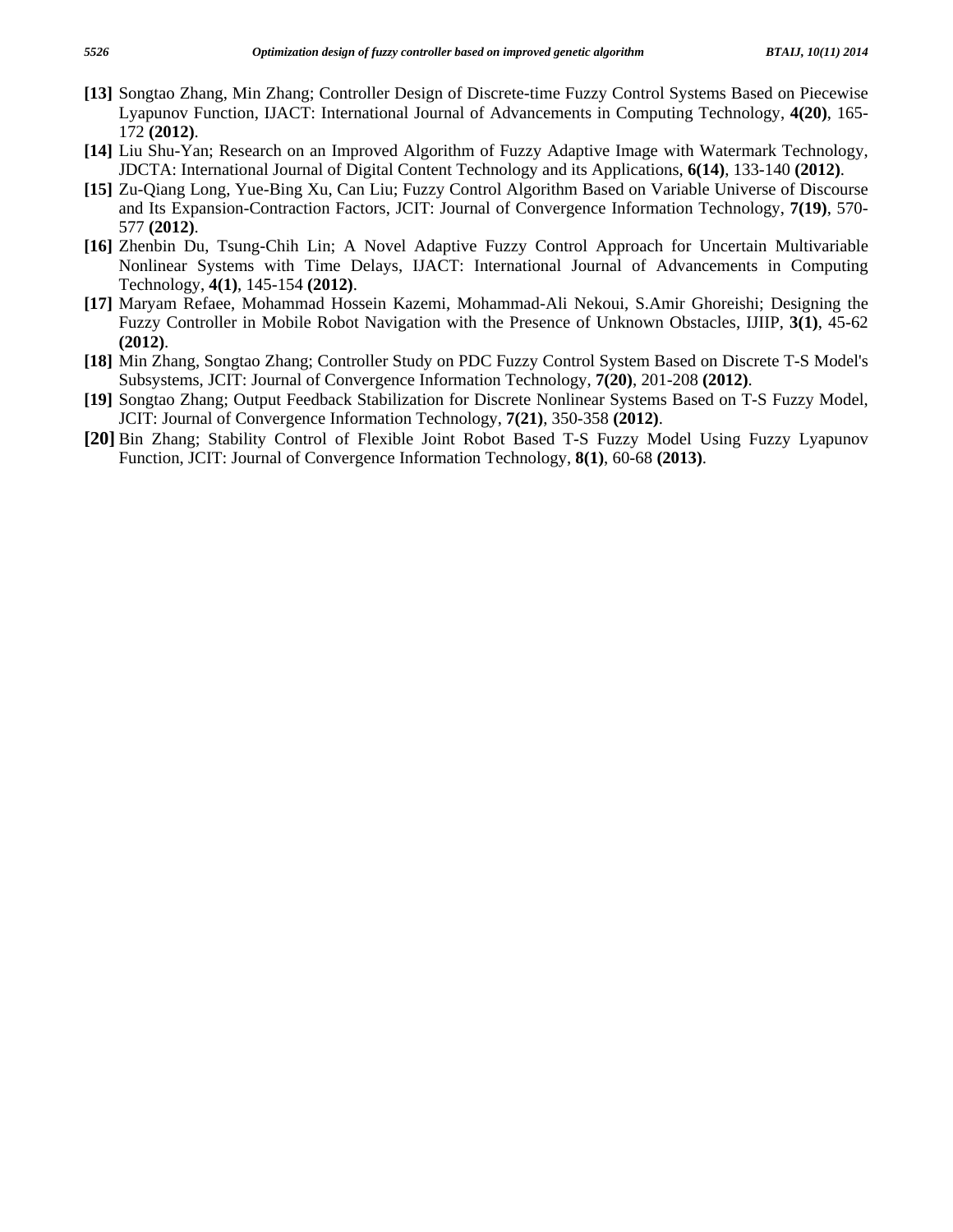[13] Songtao Zhang, Min Zhang; Controller Design of Discrete-time Fuzzy Control Systems Based on Piecewise Lyapunov Function, IJACT: International Journal of Advancements in Computing Technology, **4(20)**, 165-172 **(2012)**.

[14] Liu Shu-Yan; Research on an Improved Algorithm of Fuzzy Adaptive Image with Watermark Technology, JDCTA: International Journal of Digital Content Technology and its Applications, **6(14)**, 133-140 **(2012)**.

[15] Zu-Qiang Long, Yue-Bing Xu, Can Liu; Fuzzy Control Algorithm Based on Variable Universe of Discourse and Its Expansion-Contraction Factors, JCIT: Journal of Convergence Information Technology, **7(19)**, 570-577 **(2012)**.

[16] Zhenbin Du, Tsung-Chih Lin; A Novel Adaptive Fuzzy Control Approach for Uncertain Multivariable Nonlinear Systems with Time Delays, IJACT: International Journal of Advancements in Computing Technology, **4(1)**, 145-154 **(2012)**.

[17] Maryam Refaee, Mohammad Hossein Kazemi, Mohammad-Ali Nekoui, S.Amir Ghoreishi; Designing the Fuzzy Controller in Mobile Robot Navigation with the Presence of Unknown Obstacles, IJIIP, **3(1)**, 45-62 **(2012)**.

[18] Min Zhang, Songtao Zhang; Controller Study on PDC Fuzzy Control System Based on Discrete T-S Model's Subsystems, JCIT: Journal of Convergence Information Technology, **7(20)**, 201-208 **(2012)**.

[19] Songtao Zhang; Output Feedback Stabilization for Discrete Nonlinear Systems Based on T-S Fuzzy Model, JCIT: Journal of Convergence Information Technology, **7(21)**, 350-358 **(2012)**.

[20] Bin Zhang; Stability Control of Flexible Joint Robot Based T-S Fuzzy Model Using Fuzzy Lyapunov Function, JCIT: Journal of Convergence Information Technology, **8(1)**, 60-68 **(2013)**.